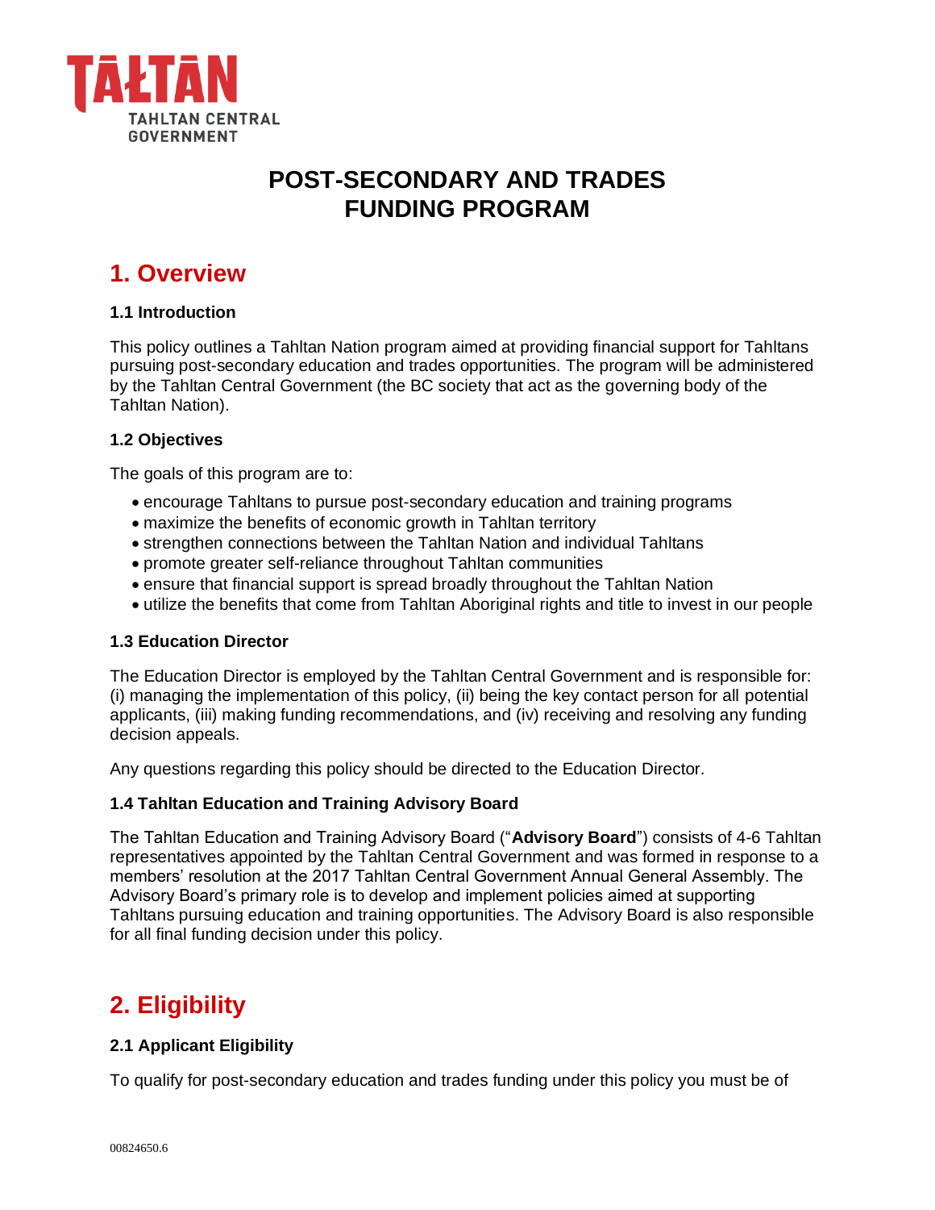TAŁTAN
TAHLTAN CENTRAL GOVERNMENT

# POST-SECONDARY AND TRADES FUNDING PROGRAM

## 1. Overview

### 1.1 Introduction

This policy outlines a Tahltan Nation program aimed at providing financial support for Tahltans pursuing post-secondary education and trades opportunities. The program will be administered by the Tahltan Central Government (the BC society that act as the governing body of the Tahltan Nation).

### 1.2 Objectives

The goals of this program are to:

- encourage Tahltans to pursue post-secondary education and training programs
- maximize the benefits of economic growth in Tahltan territory
- strengthen connections between the Tahltan Nation and individual Tahltans
- promote greater self-reliance throughout Tahltan communities
- ensure that financial support is spread broadly throughout the Tahltan Nation
- utilize the benefits that come from Tahltan Aboriginal rights and title to invest in our people

### 1.3 Education Director

The Education Director is employed by the Tahltan Central Government and is responsible for: (i) managing the implementation of this policy, (ii) being the key contact person for all potential applicants, (iii) making funding recommendations, and (iv) receiving and resolving any funding decision appeals.

Any questions regarding this policy should be directed to the Education Director.

### 1.4 Tahltan Education and Training Advisory Board

The Tahltan Education and Training Advisory Board ("**Advisory Board**") consists of 4-6 Tahltan representatives appointed by the Tahltan Central Government and was formed in response to a members' resolution at the 2017 Tahltan Central Government Annual General Assembly. The Advisory Board's primary role is to develop and implement policies aimed at supporting Tahltans pursuing education and training opportunities. The Advisory Board is also responsible for all final funding decision under this policy.

## 2. Eligibility

### 2.1 Applicant Eligibility

To qualify for post-secondary education and trades funding under this policy you must be of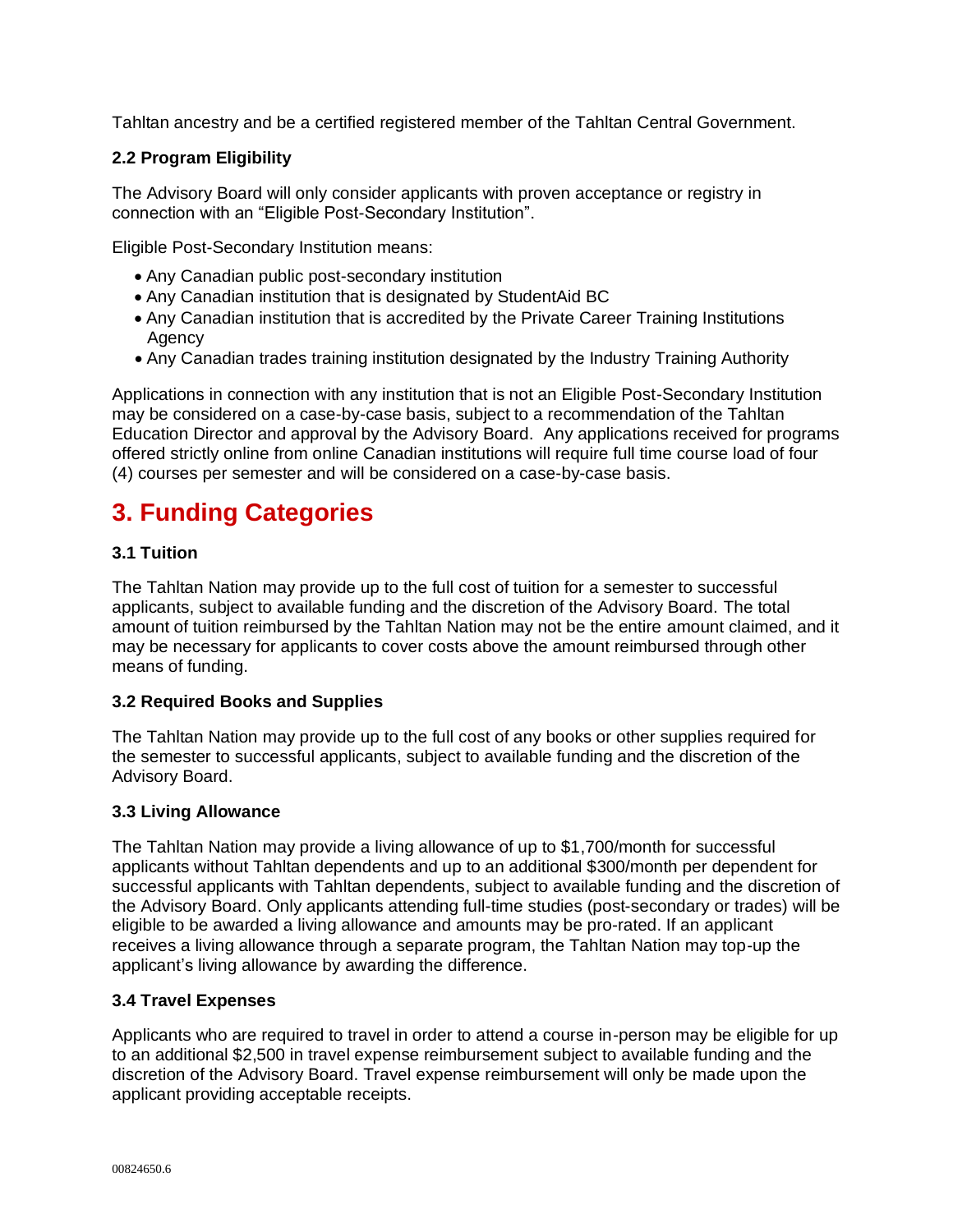Tahltan ancestry and be a certified registered member of the Tahltan Central Government.

### 2.2 Program Eligibility

The Advisory Board will only consider applicants with proven acceptance or registry in connection with an "Eligible Post-Secondary Institution".

Eligible Post-Secondary Institution means:

- Any Canadian public post-secondary institution
- Any Canadian institution that is designated by StudentAid BC
- Any Canadian institution that is accredited by the Private Career Training Institutions Agency
- Any Canadian trades training institution designated by the Industry Training Authority

Applications in connection with any institution that is not an Eligible Post-Secondary Institution may be considered on a case-by-case basis, subject to a recommendation of the Tahltan Education Director and approval by the Advisory Board. Any applications received for programs offered strictly online from online Canadian institutions will require full time course load of four (4) courses per semester and will be considered on a case-by-case basis.

## 3. Funding Categories

### 3.1 Tuition

The Tahltan Nation may provide up to the full cost of tuition for a semester to successful applicants, subject to available funding and the discretion of the Advisory Board. The total amount of tuition reimbursed by the Tahltan Nation may not be the entire amount claimed, and it may be necessary for applicants to cover costs above the amount reimbursed through other means of funding.

### 3.2 Required Books and Supplies

The Tahltan Nation may provide up to the full cost of any books or other supplies required for the semester to successful applicants, subject to available funding and the discretion of the Advisory Board.

### 3.3 Living Allowance

The Tahltan Nation may provide a living allowance of up to $1,700/month for successful applicants without Tahltan dependents and up to an additional $300/month per dependent for successful applicants with Tahltan dependents, subject to available funding and the discretion of the Advisory Board. Only applicants attending full-time studies (post-secondary or trades) will be eligible to be awarded a living allowance and amounts may be pro-rated. If an applicant receives a living allowance through a separate program, the Tahltan Nation may top-up the applicant's living allowance by awarding the difference.

### 3.4 Travel Expenses

Applicants who are required to travel in order to attend a course in-person may be eligible for up to an additional $2,500 in travel expense reimbursement subject to available funding and the discretion of the Advisory Board. Travel expense reimbursement will only be made upon the applicant providing acceptable receipts.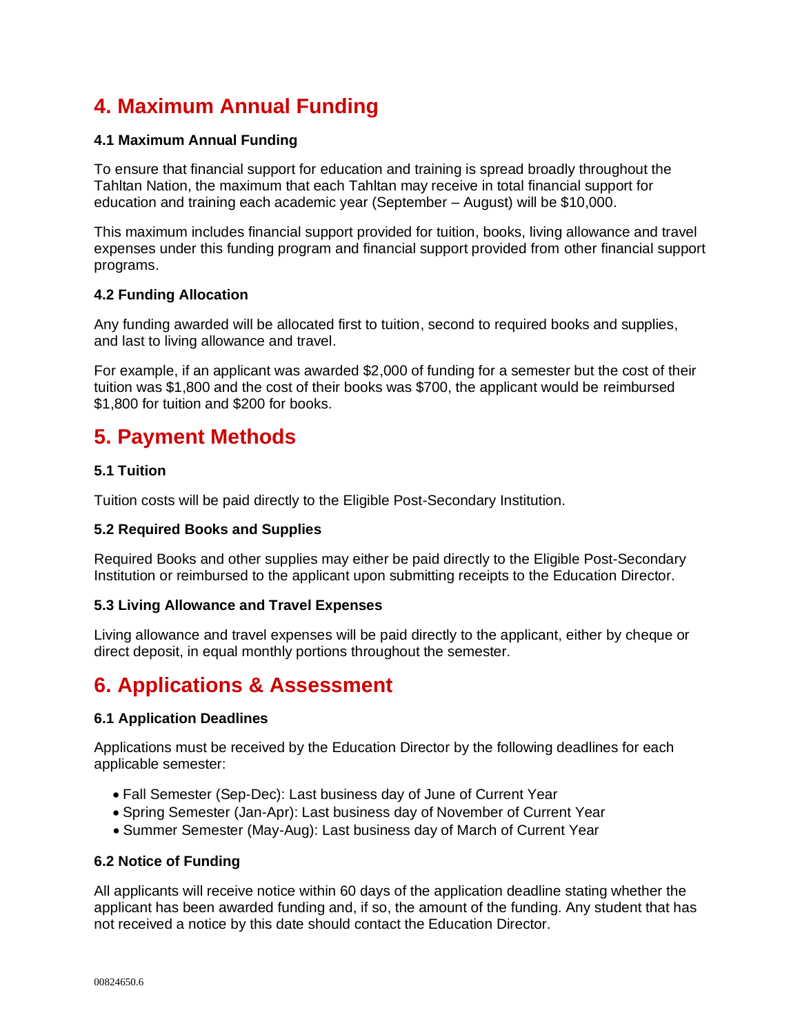# 4. Maximum Annual Funding

### 4.1 Maximum Annual Funding

To ensure that financial support for education and training is spread broadly throughout the Tahltan Nation, the maximum that each Tahltan may receive in total financial support for education and training each academic year (September – August) will be $10,000.

This maximum includes financial support provided for tuition, books, living allowance and travel expenses under this funding program and financial support provided from other financial support programs.

### 4.2 Funding Allocation

Any funding awarded will be allocated first to tuition, second to required books and supplies, and last to living allowance and travel.

For example, if an applicant was awarded $2,000 of funding for a semester but the cost of their tuition was $1,800 and the cost of their books was $700, the applicant would be reimbursed $1,800 for tuition and $200 for books.

# 5. Payment Methods

### 5.1 Tuition

Tuition costs will be paid directly to the Eligible Post-Secondary Institution.

### 5.2 Required Books and Supplies

Required Books and other supplies may either be paid directly to the Eligible Post-Secondary Institution or reimbursed to the applicant upon submitting receipts to the Education Director.

### 5.3 Living Allowance and Travel Expenses

Living allowance and travel expenses will be paid directly to the applicant, either by cheque or direct deposit, in equal monthly portions throughout the semester.

# 6. Applications & Assessment

### 6.1 Application Deadlines

Applications must be received by the Education Director by the following deadlines for each applicable semester:

- Fall Semester (Sep-Dec): Last business day of June of Current Year
- Spring Semester (Jan-Apr): Last business day of November of Current Year
- Summer Semester (May-Aug): Last business day of March of Current Year

### 6.2 Notice of Funding

All applicants will receive notice within 60 days of the application deadline stating whether the applicant has been awarded funding and, if so, the amount of the funding. Any student that has not received a notice by this date should contact the Education Director.

00824650.6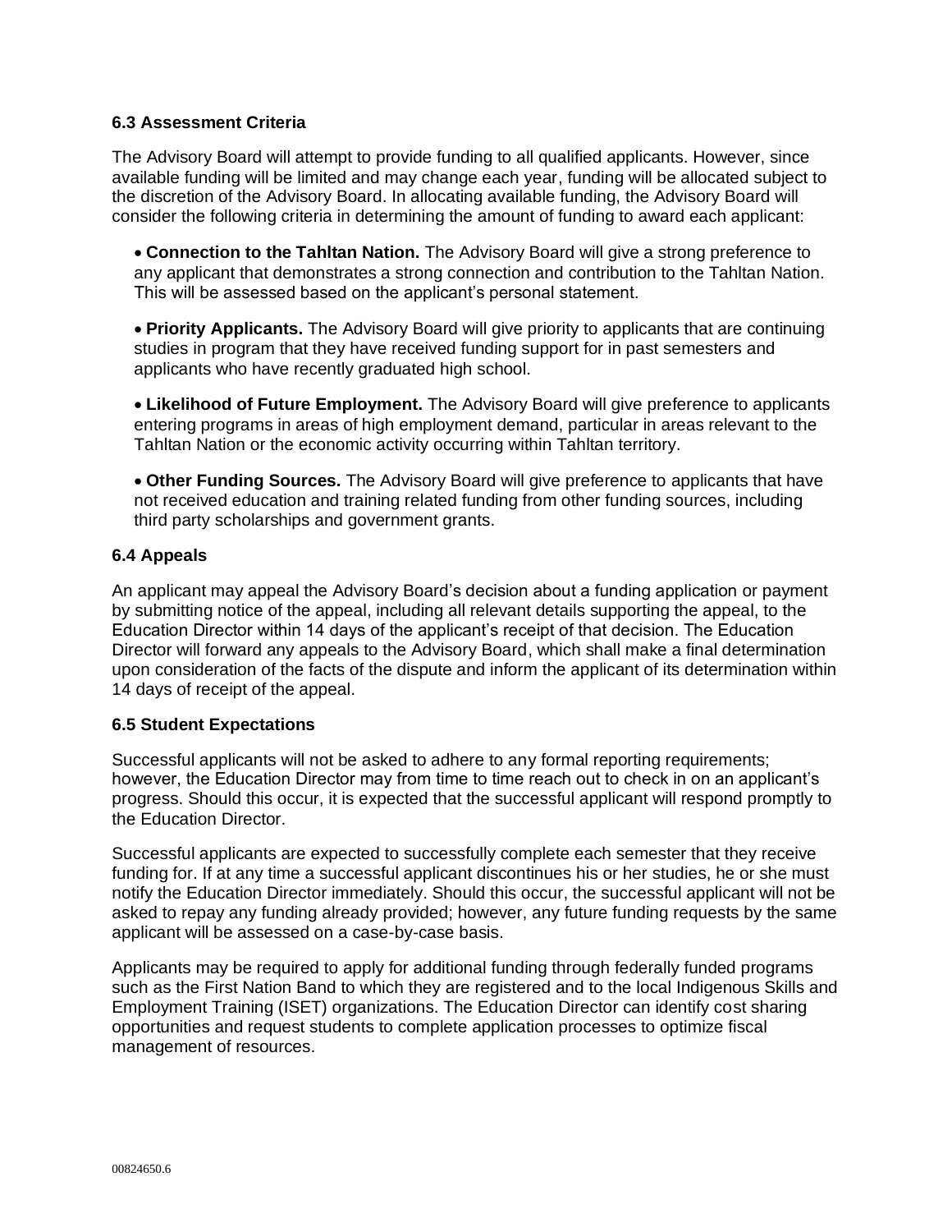### 6.3 Assessment Criteria

The Advisory Board will attempt to provide funding to all qualified applicants. However, since available funding will be limited and may change each year, funding will be allocated subject to the discretion of the Advisory Board. In allocating available funding, the Advisory Board will consider the following criteria in determining the amount of funding to award each applicant:

- **Connection to the Tahltan Nation.** The Advisory Board will give a strong preference to any applicant that demonstrates a strong connection and contribution to the Tahltan Nation. This will be assessed based on the applicant's personal statement.
- **Priority Applicants.** The Advisory Board will give priority to applicants that are continuing studies in program that they have received funding support for in past semesters and applicants who have recently graduated high school.
- **Likelihood of Future Employment.** The Advisory Board will give preference to applicants entering programs in areas of high employment demand, particular in areas relevant to the Tahltan Nation or the economic activity occurring within Tahltan territory.
- **Other Funding Sources.** The Advisory Board will give preference to applicants that have not received education and training related funding from other funding sources, including third party scholarships and government grants.

### 6.4 Appeals

An applicant may appeal the Advisory Board's decision about a funding application or payment by submitting notice of the appeal, including all relevant details supporting the appeal, to the Education Director within 14 days of the applicant's receipt of that decision. The Education Director will forward any appeals to the Advisory Board, which shall make a final determination upon consideration of the facts of the dispute and inform the applicant of its determination within 14 days of receipt of the appeal.

### 6.5 Student Expectations

Successful applicants will not be asked to adhere to any formal reporting requirements; however, the Education Director may from time to time reach out to check in on an applicant's progress. Should this occur, it is expected that the successful applicant will respond promptly to the Education Director.

Successful applicants are expected to successfully complete each semester that they receive funding for. If at any time a successful applicant discontinues his or her studies, he or she must notify the Education Director immediately. Should this occur, the successful applicant will not be asked to repay any funding already provided; however, any future funding requests by the same applicant will be assessed on a case-by-case basis.

Applicants may be required to apply for additional funding through federally funded programs such as the First Nation Band to which they are registered and to the local Indigenous Skills and Employment Training (ISET) organizations. The Education Director can identify cost sharing opportunities and request students to complete application processes to optimize fiscal management of resources.